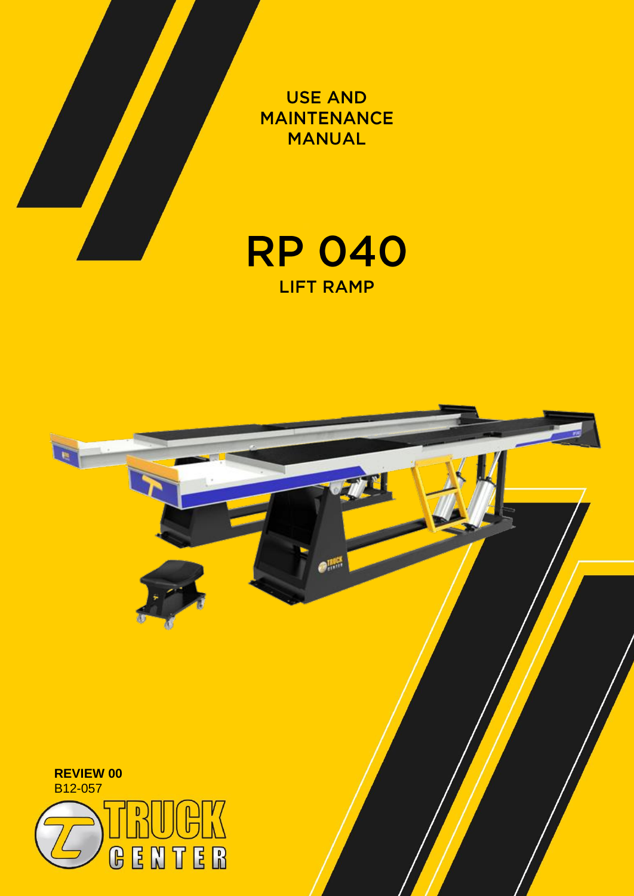USE AND MAINTENANCE MANUAL

# RP 040

## LIFT RAMP

**REVIEW 00**
B12-057

TRUCK CENTER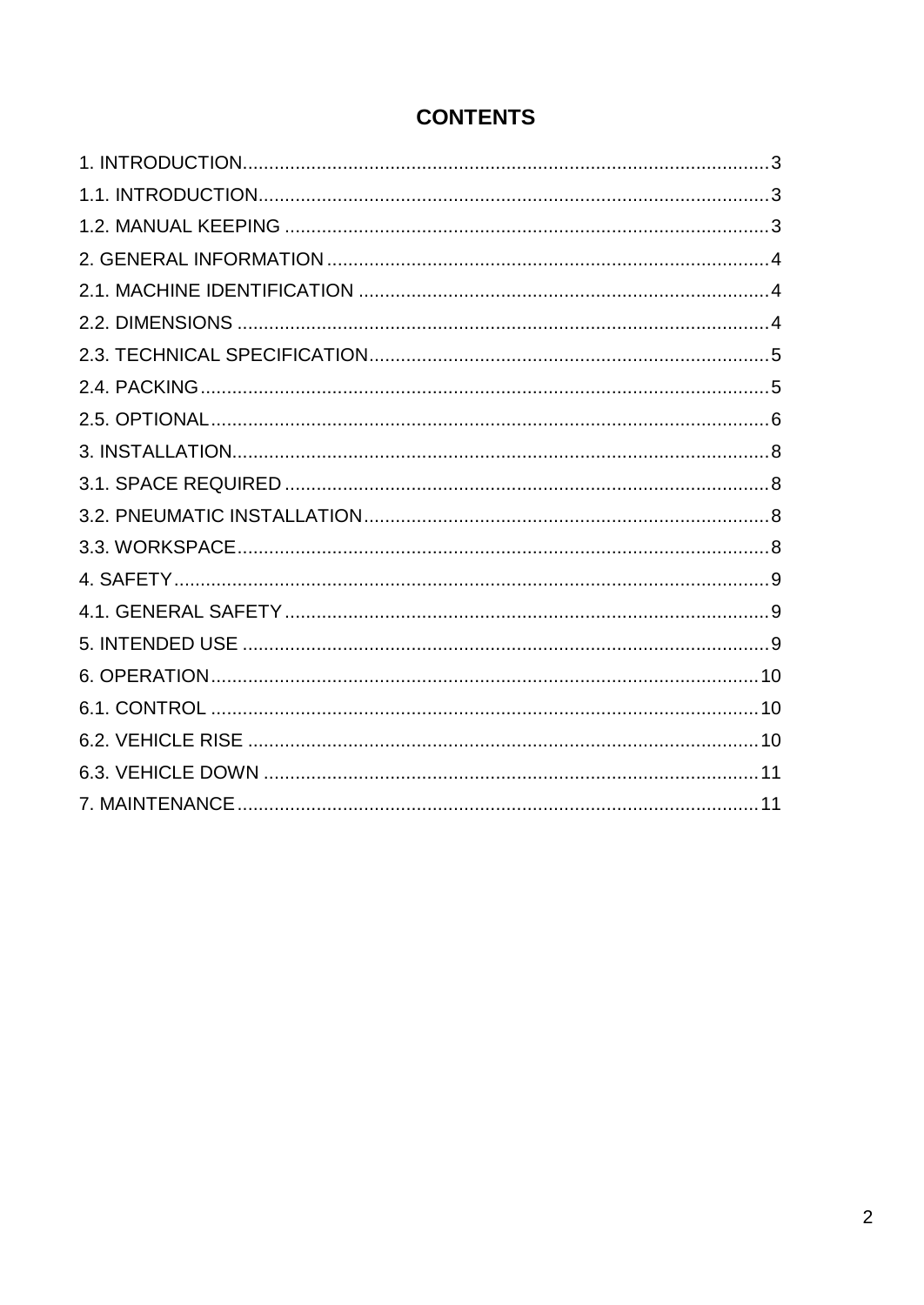# CONTENTS

1. INTRODUCTION......................................................................................................3
1.1. INTRODUCTION...................................................................................................3
1.2. MANUAL KEEPING ..............................................................................................3
2. GENERAL INFORMATION ......................................................................................4
2.1. MACHINE IDENTIFICATION ................................................................................4
2.2. DIMENSIONS .......................................................................................................4
2.3. TECHNICAL SPECIFICATION..............................................................................5
2.4. PACKING..............................................................................................................5
2.5. OPTIONAL............................................................................................................6
3. INSTALLATION........................................................................................................8
3.1. SPACE REQUIRED ..............................................................................................8
3.2. PNEUMATIC INSTALLATION...............................................................................8
3.3. WORKSPACE.......................................................................................................8
4. SAFETY...................................................................................................................9
4.1. GENERAL SAFETY..............................................................................................9
5. INTENDED USE ......................................................................................................9
6. OPERATION..........................................................................................................10
6.1. CONTROL ..........................................................................................................10
6.2. VEHICLE RISE ...................................................................................................10
6.3. VEHICLE DOWN ................................................................................................11
7. MAINTENANCE.....................................................................................................11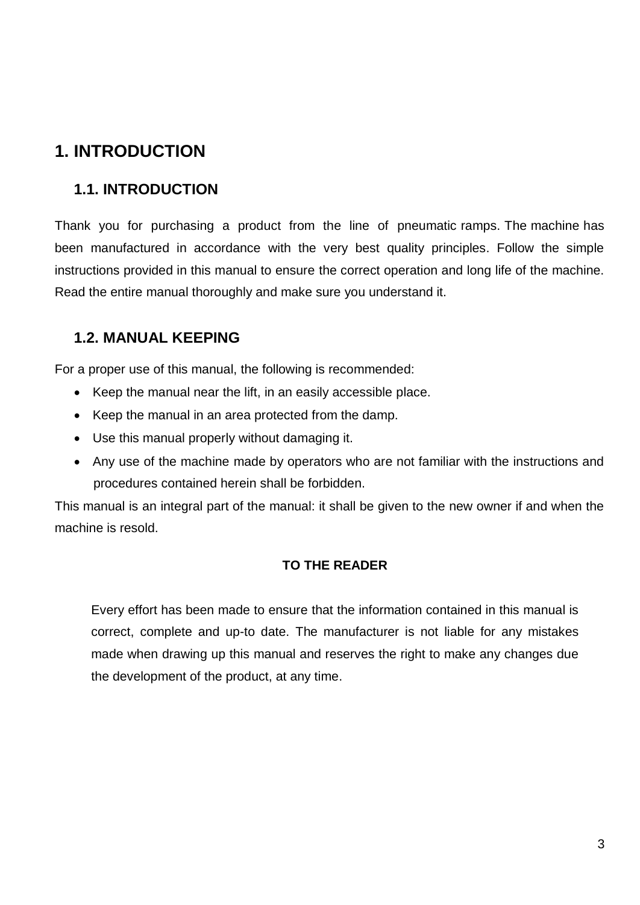# 1. INTRODUCTION

## 1.1. INTRODUCTION

Thank you for purchasing a product from the line of pneumatic ramps. The machine has been manufactured in accordance with the very best quality principles. Follow the simple instructions provided in this manual to ensure the correct operation and long life of the machine. Read the entire manual thoroughly and make sure you understand it.

## 1.2. MANUAL KEEPING

For a proper use of this manual, the following is recommended:

- Keep the manual near the lift, in an easily accessible place.
- Keep the manual in an area protected from the damp.
- Use this manual properly without damaging it.
- Any use of the machine made by operators who are not familiar with the instructions and procedures contained herein shall be forbidden.

This manual is an integral part of the manual: it shall be given to the new owner if and when the machine is resold.

**TO THE READER**

Every effort has been made to ensure that the information contained in this manual is correct, complete and up-to date. The manufacturer is not liable for any mistakes made when drawing up this manual and reserves the right to make any changes due the development of the product, at any time.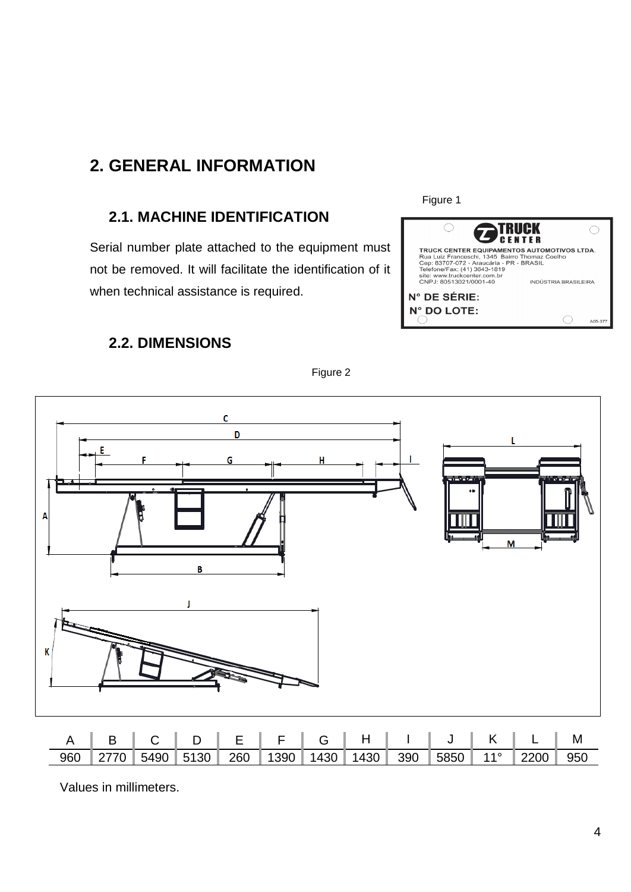## 2. GENERAL INFORMATION

### 2.1. MACHINE IDENTIFICATION

Serial number plate attached to the equipment must not be removed. It will facilitate the identification of it when technical assistance is required.

Figure 1

### 2.2. DIMENSIONS

Figure 2

| A | B | C | D | E | F | G | H | I | J | K | L | M |
|---|---|---|---|---|---|---|---|---|---|---|---|---|
| 960 | 2770 | 5490 | 5130 | 260 | 1390 | 1430 | 1430 | 390 | 5850 | 11° | 2200 | 950 |

Values in millimeters.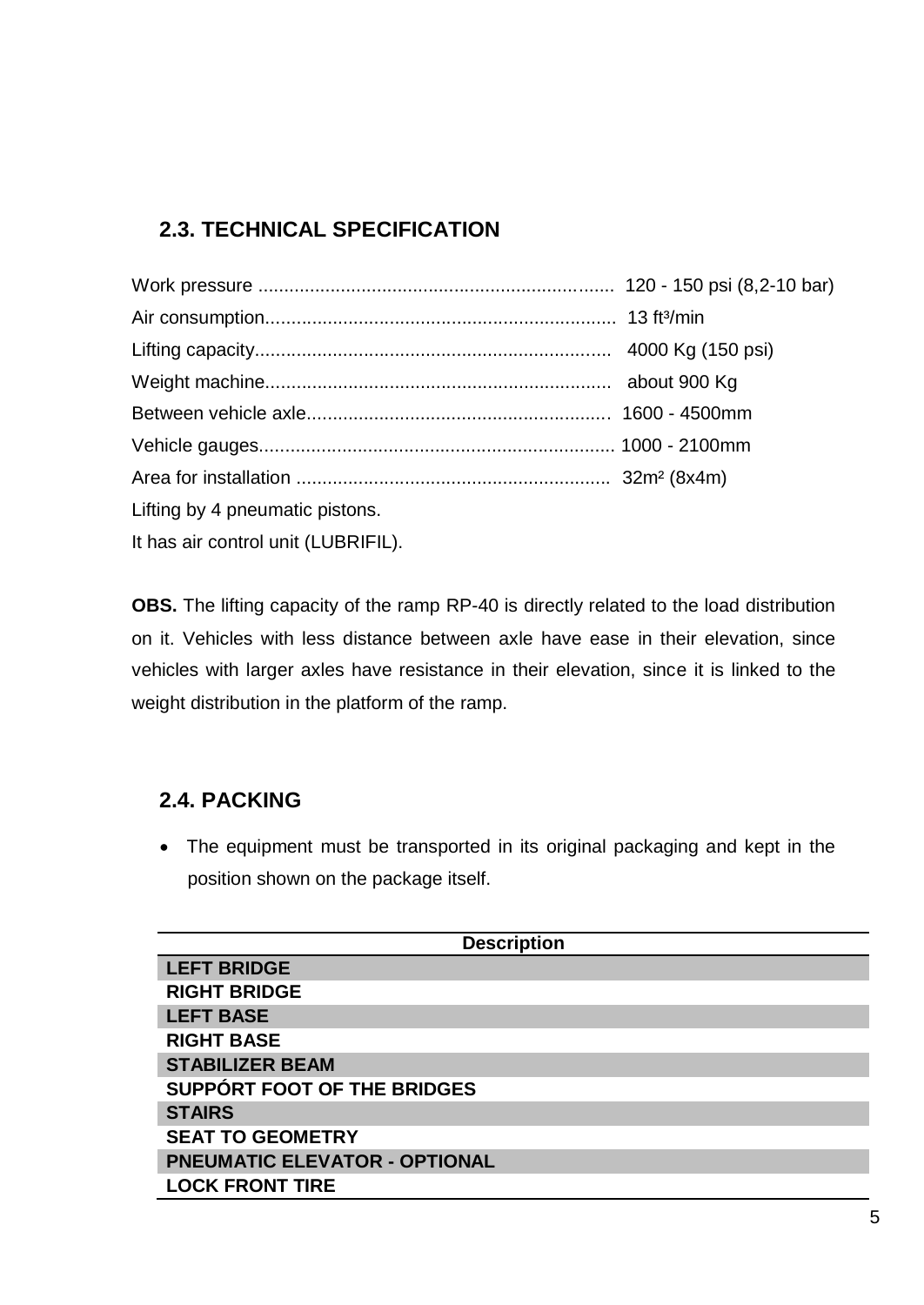## 2.3. TECHNICAL SPECIFICATION

Work pressure .................................................................... 120 - 150 psi (8,2-10 bar)

Air consumption................................................................... 13 ft³/min

Lifting capacity.................................................................... 4000 Kg (150 psi)

Weight machine.................................................................. about 900 Kg

Between vehicle axle.......................................................... 1600 - 4500mm

Vehicle gauges.................................................................... 1000 - 2100mm

Area for installation ............................................................ 32m² (8x4m)

Lifting by 4 pneumatic pistons.

It has air control unit (LUBRIFIL).

**OBS.** The lifting capacity of the ramp RP-40 is directly related to the load distribution on it. Vehicles with less distance between axle have ease in their elevation, since vehicles with larger axles have resistance in their elevation, since it is linked to the weight distribution in the platform of the ramp.

## 2.4. PACKING

- The equipment must be transported in its original packaging and kept in the position shown on the package itself.

| Description |
|---|
| LEFT BRIDGE |
| RIGHT BRIDGE |
| LEFT BASE |
| RIGHT BASE |
| STABILIZER BEAM |
| SUPPÓRT FOOT OF THE BRIDGES |
| STAIRS |
| SEAT TO GEOMETRY |
| PNEUMATIC ELEVATOR - OPTIONAL |
| LOCK FRONT TIRE |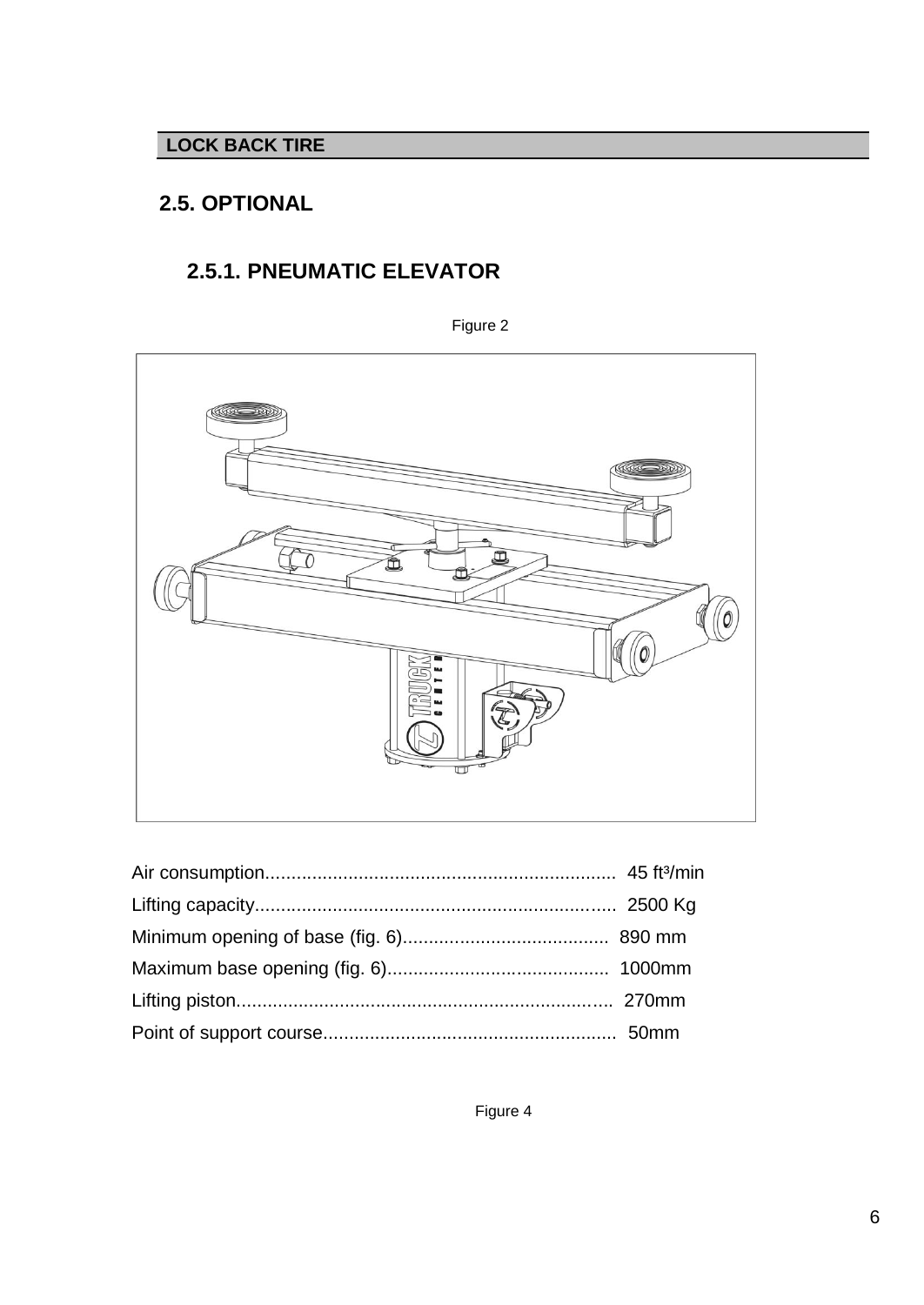**LOCK BACK TIRE**

## 2.5. OPTIONAL

### 2.5.1. PNEUMATIC ELEVATOR

Figure 2

Air consumption................................................................... 45 ft³/min
Lifting capacity.................................................................... 2500 Kg
Minimum opening of base (fig. 6)........................................ 890 mm
Maximum base opening (fig. 6)........................................... 1000mm
Lifting piston........................................................................ 270mm
Point of support course........................................................ 50mm

Figure 4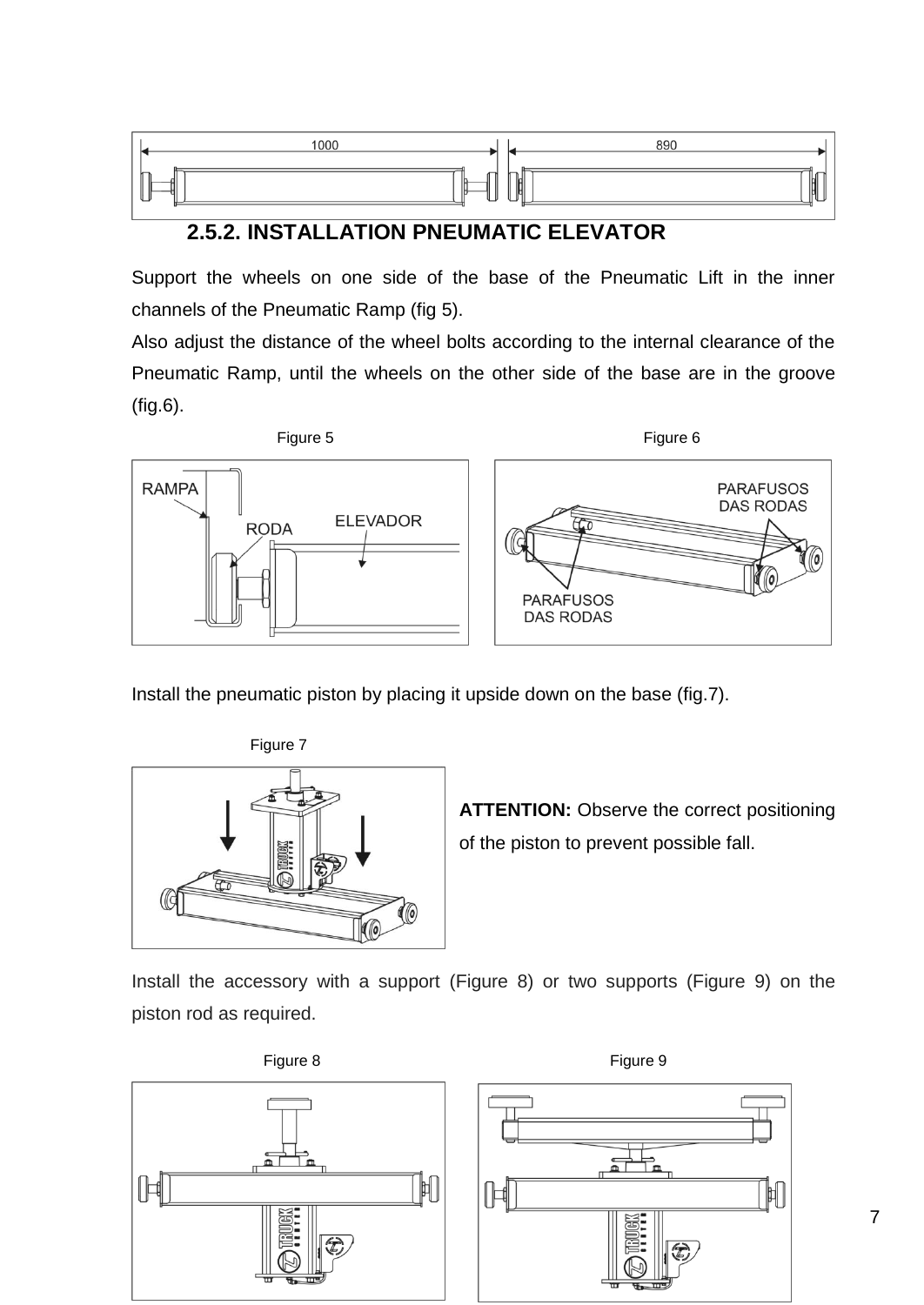## 2.5.2. INSTALLATION PNEUMATIC ELEVATOR

Support the wheels on one side of the base of the Pneumatic Lift in the inner channels of the Pneumatic Ramp (fig 5).

Also adjust the distance of the wheel bolts according to the internal clearance of the Pneumatic Ramp, until the wheels on the other side of the base are in the groove (fig.6).

Figure 5

Figure 6

Install the pneumatic piston by placing it upside down on the base (fig.7).

Figure 7

**ATTENTION:** Observe the correct positioning of the piston to prevent possible fall.

Install the accessory with a support (Figure 8) or two supports (Figure 9) on the piston rod as required.

Figure 8

Figure 9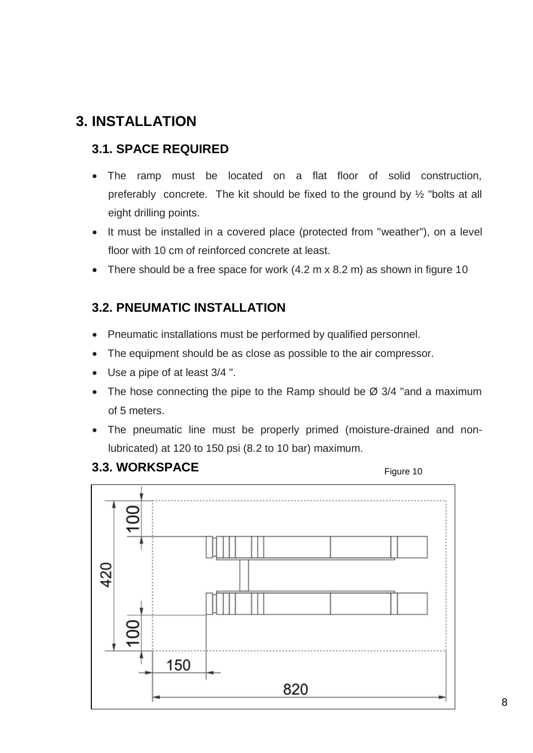# 3. INSTALLATION

## 3.1. SPACE REQUIRED

- The ramp must be located on a flat floor of solid construction, preferably concrete. The kit should be fixed to the ground by ½ "bolts at all eight drilling points.
- It must be installed in a covered place (protected from "weather"), on a level floor with 10 cm of reinforced concrete at least.
- There should be a free space for work (4.2 m x 8.2 m) as shown in figure 10

## 3.2. PNEUMATIC INSTALLATION

- Pneumatic installations must be performed by qualified personnel.
- The equipment should be as close as possible to the air compressor.
- Use a pipe of at least 3/4 ".
- The hose connecting the pipe to the Ramp should be Ø 3/4 "and a maximum of 5 meters.
- The pneumatic line must be properly primed (moisture-drained and non-lubricated) at 120 to 150 psi (8.2 to 10 bar) maximum.

## 3.3. WORKSPACE

Figure 10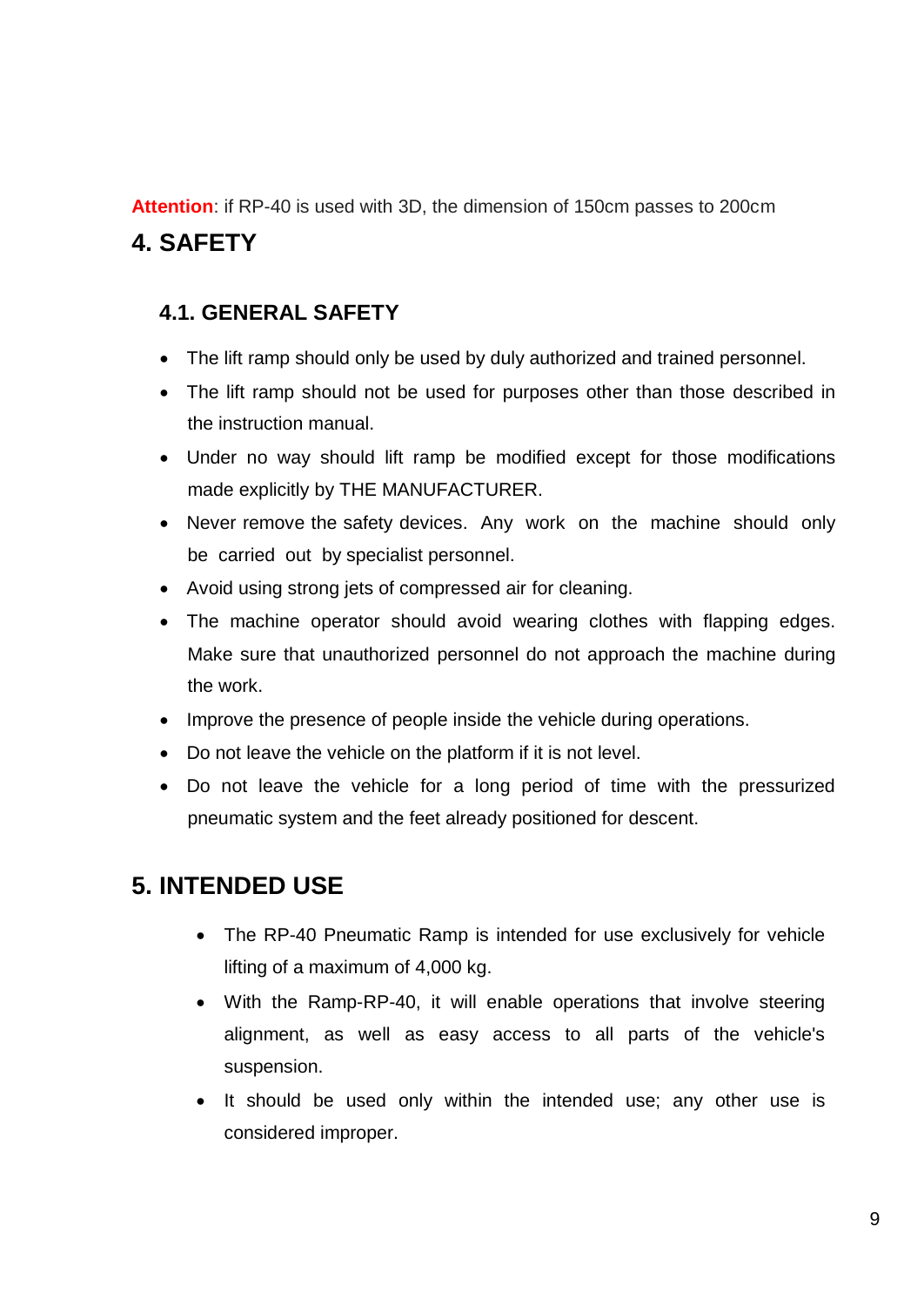**Attention**: if RP-40 is used with 3D, the dimension of 150cm passes to 200cm

# 4. SAFETY

## 4.1. GENERAL SAFETY

- The lift ramp should only be used by duly authorized and trained personnel.
- The lift ramp should not be used for purposes other than those described in the instruction manual.
- Under no way should lift ramp be modified except for those modifications made explicitly by THE MANUFACTURER.
- Never remove the safety devices. Any work on the machine should only be carried out by specialist personnel.
- Avoid using strong jets of compressed air for cleaning.
- The machine operator should avoid wearing clothes with flapping edges. Make sure that unauthorized personnel do not approach the machine during the work.
- Improve the presence of people inside the vehicle during operations.
- Do not leave the vehicle on the platform if it is not level.
- Do not leave the vehicle for a long period of time with the pressurized pneumatic system and the feet already positioned for descent.

# 5. INTENDED USE

- The RP-40 Pneumatic Ramp is intended for use exclusively for vehicle lifting of a maximum of 4,000 kg.
- With the Ramp-RP-40, it will enable operations that involve steering alignment, as well as easy access to all parts of the vehicle's suspension.
- It should be used only within the intended use; any other use is considered improper.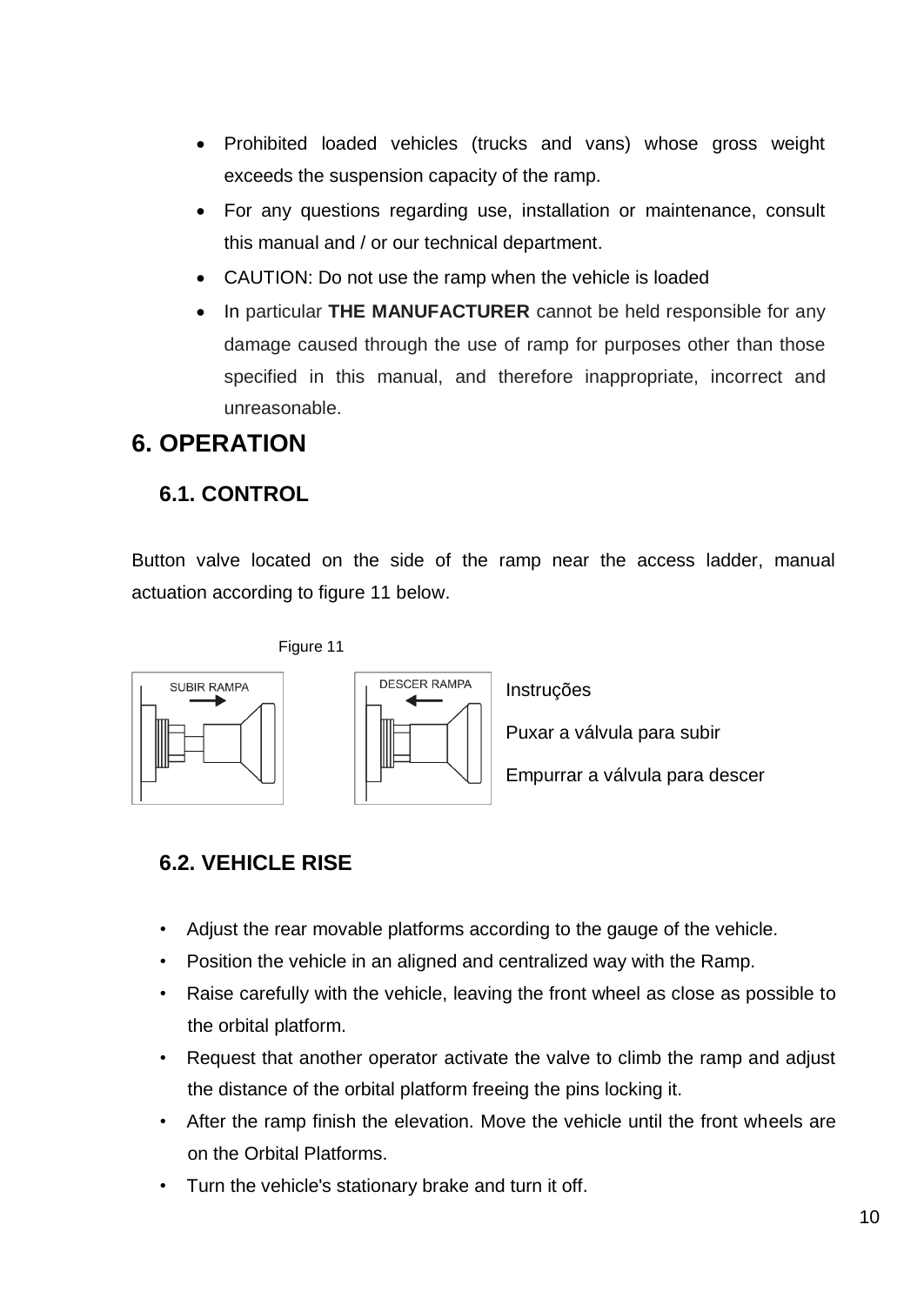- Prohibited loaded vehicles (trucks and vans) whose gross weight exceeds the suspension capacity of the ramp.
- For any questions regarding use, installation or maintenance, consult this manual and / or our technical department.
- CAUTION: Do not use the ramp when the vehicle is loaded
- In particular **THE MANUFACTURER** cannot be held responsible for any damage caused through the use of ramp for purposes other than those specified in this manual, and therefore inappropriate, incorrect and unreasonable.

# 6. OPERATION

## 6.1. CONTROL

Button valve located on the side of the ramp near the access ladder, manual actuation according to figure 11 below.

Figure 11

SUBIR RAMPA

DESCER RAMPA

Instruções

Puxar a válvula para subir

Empurrar a válvula para descer

## 6.2. VEHICLE RISE

- Adjust the rear movable platforms according to the gauge of the vehicle.
- Position the vehicle in an aligned and centralized way with the Ramp.
- Raise carefully with the vehicle, leaving the front wheel as close as possible to the orbital platform.
- Request that another operator activate the valve to climb the ramp and adjust the distance of the orbital platform freeing the pins locking it.
- After the ramp finish the elevation. Move the vehicle until the front wheels are on the Orbital Platforms.
- Turn the vehicle's stationary brake and turn it off.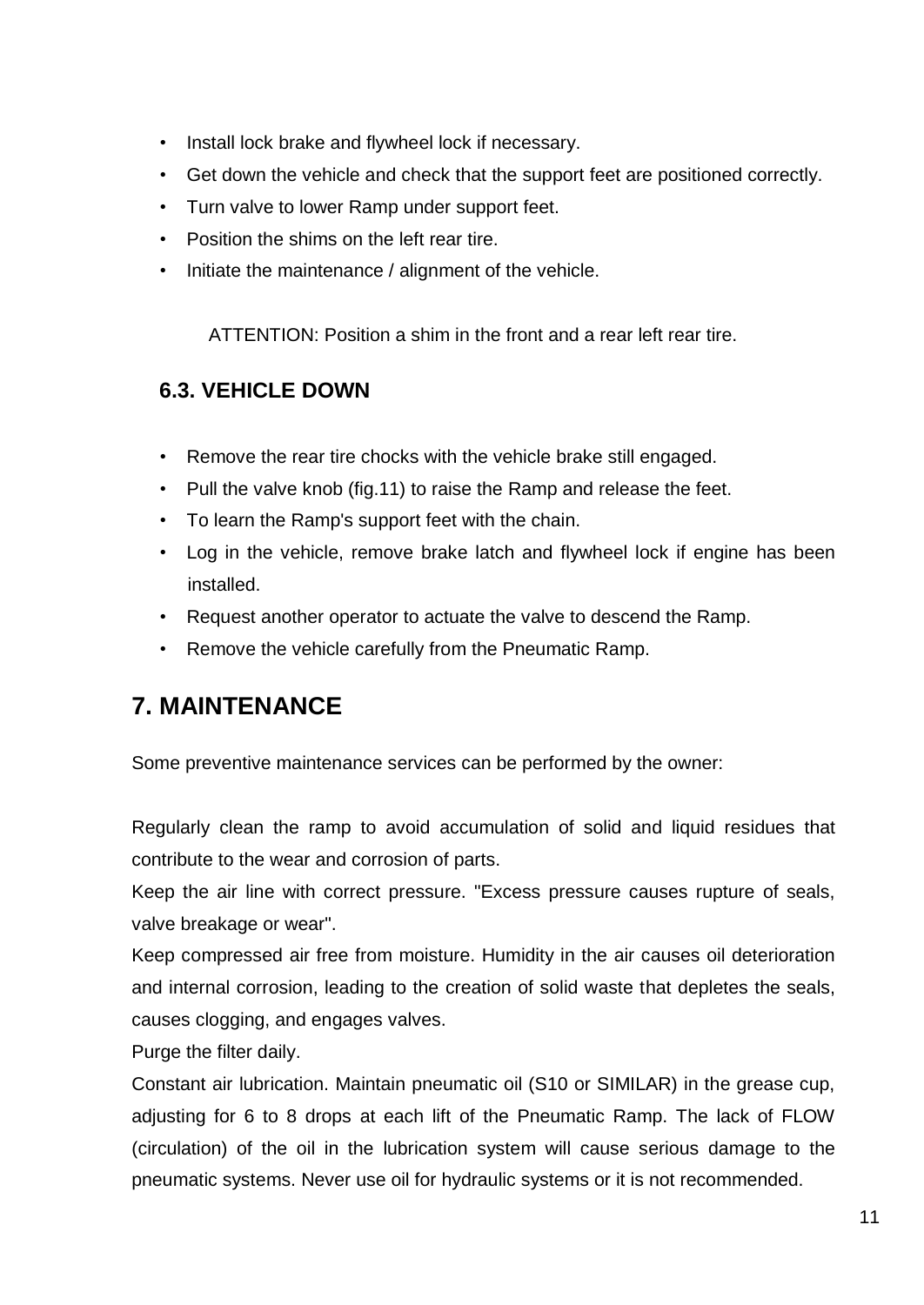- Install lock brake and flywheel lock if necessary.
- Get down the vehicle and check that the support feet are positioned correctly.
- Turn valve to lower Ramp under support feet.
- Position the shims on the left rear tire.
- Initiate the maintenance / alignment of the vehicle.

ATTENTION: Position a shim in the front and a rear left rear tire.

### 6.3. VEHICLE DOWN

- Remove the rear tire chocks with the vehicle brake still engaged.
- Pull the valve knob (fig.11) to raise the Ramp and release the feet.
- To learn the Ramp's support feet with the chain.
- Log in the vehicle, remove brake latch and flywheel lock if engine has been installed.
- Request another operator to actuate the valve to descend the Ramp.
- Remove the vehicle carefully from the Pneumatic Ramp.

## 7. MAINTENANCE

Some preventive maintenance services can be performed by the owner:

Regularly clean the ramp to avoid accumulation of solid and liquid residues that contribute to the wear and corrosion of parts.

Keep the air line with correct pressure. "Excess pressure causes rupture of seals, valve breakage or wear".

Keep compressed air free from moisture. Humidity in the air causes oil deterioration and internal corrosion, leading to the creation of solid waste that depletes the seals, causes clogging, and engages valves.

Purge the filter daily.

Constant air lubrication. Maintain pneumatic oil (S10 or SIMILAR) in the grease cup, adjusting for 6 to 8 drops at each lift of the Pneumatic Ramp. The lack of FLOW (circulation) of the oil in the lubrication system will cause serious damage to the pneumatic systems. Never use oil for hydraulic systems or it is not recommended.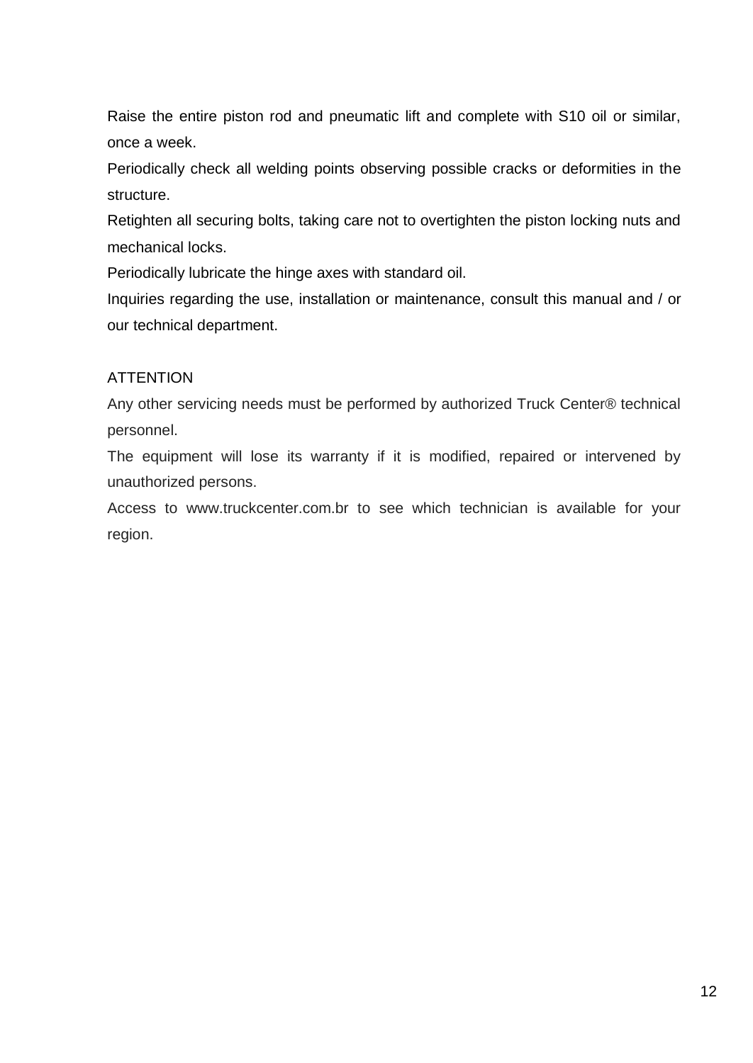Raise the entire piston rod and pneumatic lift and complete with S10 oil or similar, once a week.

Periodically check all welding points observing possible cracks or deformities in the structure.

Retighten all securing bolts, taking care not to overtighten the piston locking nuts and mechanical locks.

Periodically lubricate the hinge axes with standard oil.

Inquiries regarding the use, installation or maintenance, consult this manual and / or our technical department.

ATTENTION

Any other servicing needs must be performed by authorized Truck Center® technical personnel.

The equipment will lose its warranty if it is modified, repaired or intervened by unauthorized persons.

Access to www.truckcenter.com.br to see which technician is available for your region.